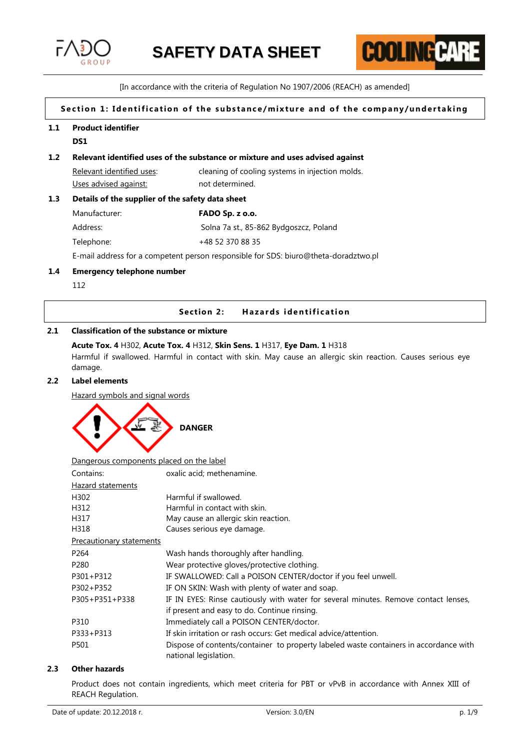# SAFETY DATA SHEET

[In accordance with the criteria of Regulation No 1907/2006 (REACH) as amended]

## Section 1: Identification of the substance/mixture and of the company/undertaking

### 1.1 Product identifier

**DS1**

### 1.2 Relevant identified uses of the substance or mixture and uses advised against

| | |
|---|---|
| Relevant identified uses: | cleaning of cooling systems in injection molds. |
| Uses advised against: | not determined. |

### 1.3 Details of the supplier of the safety data sheet

| | |
|---|---|
| Manufacturer: | **FADO Sp. z o.o.** |
| Address: | Solna 7a st., 85-862 Bydgoszcz, Poland |
| Telephone: | +48 52 370 88 35 |

E-mail address for a competent person responsible for SDS: biuro@theta-doradztwo.pl

### 1.4 Emergency telephone number

112

## Section 2: Hazards identification

### 2.1 Classification of the substance or mixture

**Acute Tox. 4** H302, **Acute Tox. 4** H312, **Skin Sens. 1** H317, **Eye Dam. 1** H318

Harmful if swallowed. Harmful in contact with skin. May cause an allergic skin reaction. Causes serious eye damage.

### 2.2 Label elements

Hazard symbols and signal words

**DANGER**

Dangerous components placed on the label

| | |
|---|---|
| Contains: | oxalic acid; methenamine. |

Hazard statements

| | |
|---|---|
| H302 | Harmful if swallowed. |
| H312 | Harmful in contact with skin. |
| H317 | May cause an allergic skin reaction. |
| H318 | Causes serious eye damage. |

Precautionary statements

| | |
|---|---|
| P264 | Wash hands thoroughly after handling. |
| P280 | Wear protective gloves/protective clothing. |
| P301+P312 | IF SWALLOWED: Call a POISON CENTER/doctor if you feel unwell. |
| P302+P352 | IF ON SKIN: Wash with plenty of water and soap. |
| P305+P351+P338 | IF IN EYES: Rinse cautiously with water for several minutes. Remove contact lenses, if present and easy to do. Continue rinsing. |
| P310 | Immediately call a POISON CENTER/doctor. |
| P333+P313 | If skin irritation or rash occurs: Get medical advice/attention. |
| P501 | Dispose of contents/container to property labeled waste containers in accordance with national legislation. |

### 2.3 Other hazards

Product does not contain ingredients, which meet criteria for PBT or vPvB in accordance with Annex XIII of REACH Regulation.

Date of update: 20.12.2018 r. Version: 3.0/EN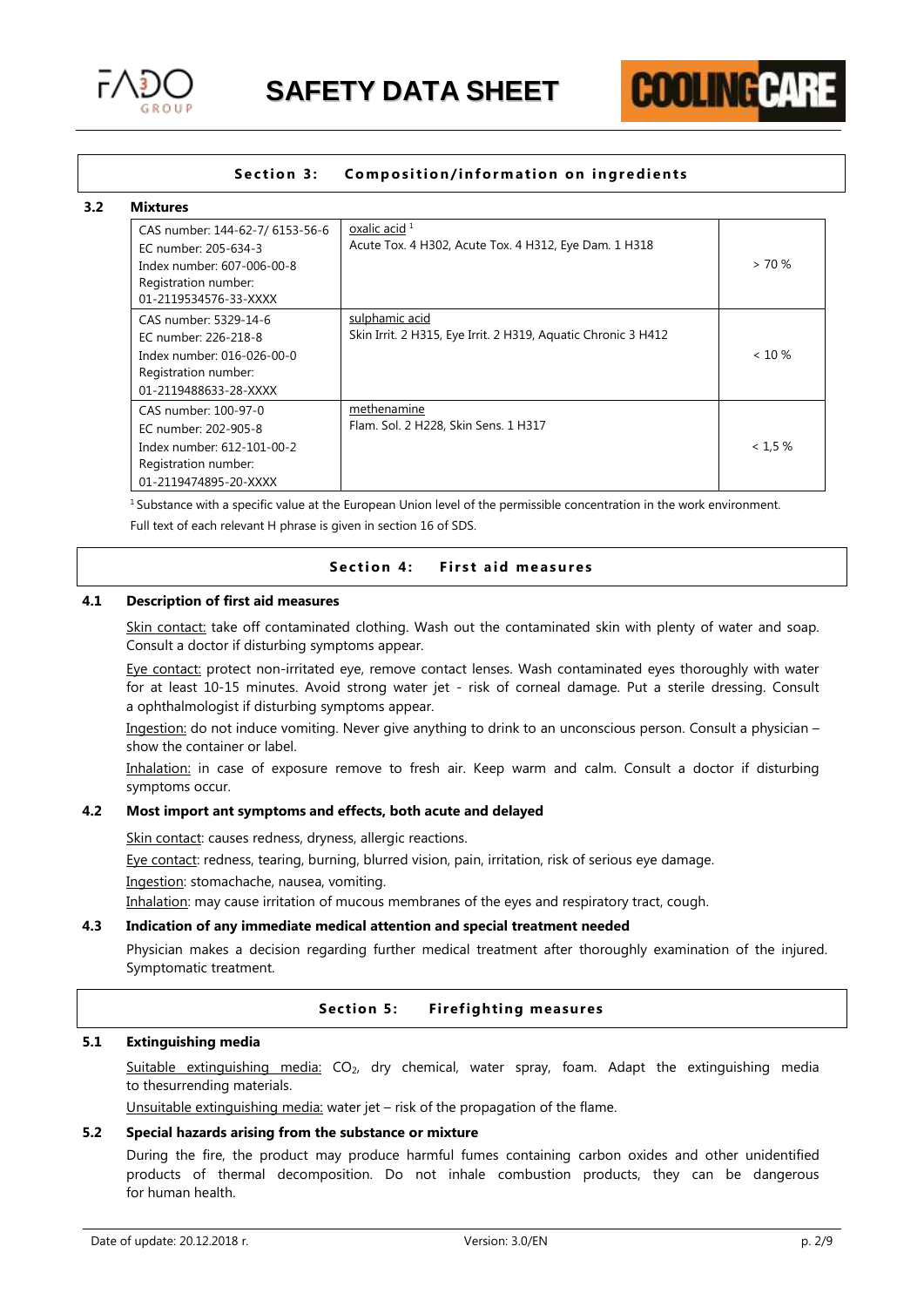## Section 3: Composition/information on ingredients

### 3.2 Mixtures

| Identifiers | Substance / Classification | Concentration |
|---|---|---|
| CAS number: 144-62-7/ 6153-56-6<br>EC number: 205-634-3<br>Index number: 607-006-00-8<br>Registration number:<br>01-2119534576-33-XXXX | oxalic acid [1]<br>Acute Tox. 4 H302, Acute Tox. 4 H312, Eye Dam. 1 H318 | > 70 % |
| CAS number: 5329-14-6<br>EC number: 226-218-8<br>Index number: 016-026-00-0<br>Registration number:<br>01-2119488633-28-XXXX | sulphamic acid<br>Skin Irrit. 2 H315, Eye Irrit. 2 H319, Aquatic Chronic 3 H412 | < 10 % |
| CAS number: 100-97-0<br>EC number: 202-905-8<br>Index number: 612-101-00-2<br>Registration number:<br>01-2119474895-20-XXXX | methenamine<br>Flam. Sol. 2 H228, Skin Sens. 1 H317 | < 1,5 % |

[1] Substance with a specific value at the European Union level of the permissible concentration in the work environment.

Full text of each relevant H phrase is given in section 16 of SDS.

## Section 4: First aid measures

### 4.1 Description of first aid measures

Skin contact: take off contaminated clothing. Wash out the contaminated skin with plenty of water and soap. Consult a doctor if disturbing symptoms appear.

Eye contact: protect non-irritated eye, remove contact lenses. Wash contaminated eyes thoroughly with water for at least 10-15 minutes. Avoid strong water jet - risk of corneal damage. Put a sterile dressing. Consult a ophthalmologist if disturbing symptoms appear.

Ingestion: do not induce vomiting. Never give anything to drink to an unconscious person. Consult a physician – show the container or label.

Inhalation: in case of exposure remove to fresh air. Keep warm and calm. Consult a doctor if disturbing symptoms occur.

### 4.2 Most import ant symptoms and effects, both acute and delayed

Skin contact: causes redness, dryness, allergic reactions.

Eye contact: redness, tearing, burning, blurred vision, pain, irritation, risk of serious eye damage.

Ingestion: stomachache, nausea, vomiting.

Inhalation: may cause irritation of mucous membranes of the eyes and respiratory tract, cough.

### 4.3 Indication of any immediate medical attention and special treatment needed

Physician makes a decision regarding further medical treatment after thoroughly examination of the injured. Symptomatic treatment.

## Section 5: Firefighting measures

### 5.1 Extinguishing media

Suitable extinguishing media: $CO_2$, dry chemical, water spray, foam. Adapt the extinguishing media to thesurrending materials.

Unsuitable extinguishing media: water jet – risk of the propagation of the flame.

### 5.2 Special hazards arising from the substance or mixture

During the fire, the product may produce harmful fumes containing carbon oxides and other unidentified products of thermal decomposition. Do not inhale combustion products, they can be dangerous for human health.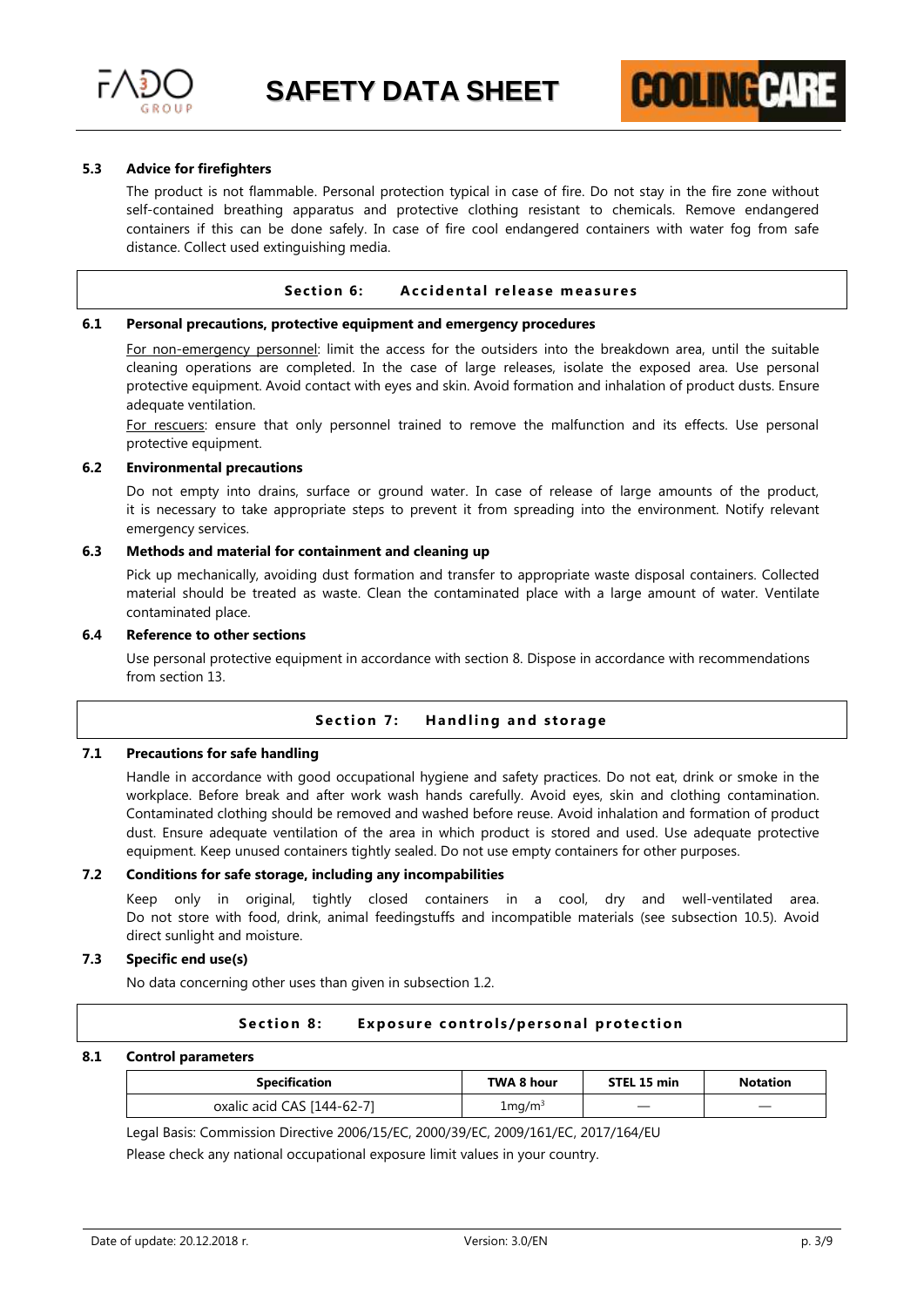#### 5.3 Advice for firefighters

The product is not flammable. Personal protection typical in case of fire. Do not stay in the fire zone without self-contained breathing apparatus and protective clothing resistant to chemicals. Remove endangered containers if this can be done safely. In case of fire cool endangered containers with water fog from safe distance. Collect used extinguishing media.

## Section 6: Accidental release measures

#### 6.1 Personal precautions, protective equipment and emergency procedures

For non-emergency personnel: limit the access for the outsiders into the breakdown area, until the suitable cleaning operations are completed. In the case of large releases, isolate the exposed area. Use personal protective equipment. Avoid contact with eyes and skin. Avoid formation and inhalation of product dusts. Ensure adequate ventilation.

For rescuers: ensure that only personnel trained to remove the malfunction and its effects. Use personal protective equipment.

#### 6.2 Environmental precautions

Do not empty into drains, surface or ground water. In case of release of large amounts of the product, it is necessary to take appropriate steps to prevent it from spreading into the environment. Notify relevant emergency services.

#### 6.3 Methods and material for containment and cleaning up

Pick up mechanically, avoiding dust formation and transfer to appropriate waste disposal containers. Collected material should be treated as waste. Clean the contaminated place with a large amount of water. Ventilate contaminated place.

#### 6.4 Reference to other sections

Use personal protective equipment in accordance with section 8. Dispose in accordance with recommendations from section 13.

## Section 7: Handling and storage

#### 7.1 Precautions for safe handling

Handle in accordance with good occupational hygiene and safety practices. Do not eat, drink or smoke in the workplace. Before break and after work wash hands carefully. Avoid eyes, skin and clothing contamination. Contaminated clothing should be removed and washed before reuse. Avoid inhalation and formation of product dust. Ensure adequate ventilation of the area in which product is stored and used. Use adequate protective equipment. Keep unused containers tightly sealed. Do not use empty containers for other purposes.

#### 7.2 Conditions for safe storage, including any incompabilities

Keep only in original, tightly closed containers in a cool, dry and well-ventilated area. Do not store with food, drink, animal feedingstuffs and incompatible materials (see subsection 10.5). Avoid direct sunlight and moisture.

#### 7.3 Specific end use(s)

No data concerning other uses than given in subsection 1.2.

## Section 8: Exposure controls/personal protection

#### 8.1 Control parameters

| Specification | TWA 8 hour | STEL 15 min | Notation |
|---|---|---|---|
| oxalic acid CAS [144-62-7] | $1 mg/m^3$ | — | — |

Legal Basis: Commission Directive 2006/15/EC, 2000/39/EC, 2009/161/EC, 2017/164/EU

Please check any national occupational exposure limit values in your country.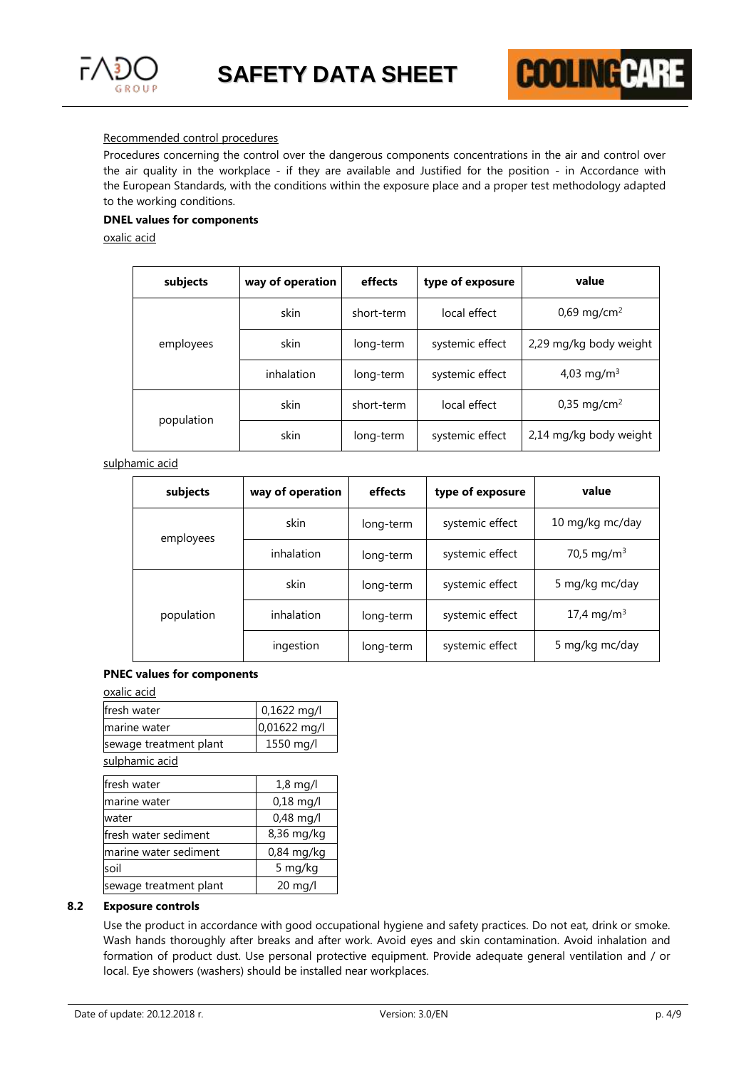Recommended control procedures

Procedures concerning the control over the dangerous components concentrations in the air and control over the air quality in the workplace - if they are available and Justified for the position - in Accordance with the European Standards, with the conditions within the exposure place and a proper test methodology adapted to the working conditions.

**DNEL values for components**

oxalic acid

| subjects | way of operation | effects | type of exposure | value |
|---|---|---|---|---|
| employees | skin | short-term | local effect | 0,69 mg/cm$^2$ |
| | skin | long-term | systemic effect | 2,29 mg/kg body weight |
| | inhalation | long-term | systemic effect | 4,03 mg/m$^3$ |
| population | skin | short-term | local effect | 0,35 mg/cm$^2$ |
| | skin | long-term | systemic effect | 2,14 mg/kg body weight |

sulphamic acid

| subjects | way of operation | effects | type of exposure | value |
|---|---|---|---|---|
| employees | skin | long-term | systemic effect | 10 mg/kg mc/day |
| | inhalation | long-term | systemic effect | 70,5 mg/m$^3$ |
| population | skin | long-term | systemic effect | 5 mg/kg mc/day |
| | inhalation | long-term | systemic effect | 17,4 mg/m$^3$ |
| | ingestion | long-term | systemic effect | 5 mg/kg mc/day |

**PNEC values for components**

oxalic acid

| | |
|---|---|
| fresh water | 0,1622 mg/l |
| marine water | 0,01622 mg/l |
| sewage treatment plant | 1550 mg/l |

sulphamic acid

| | |
|---|---|
| fresh water | 1,8 mg/l |
| marine water | 0,18 mg/l |
| water | 0,48 mg/l |
| fresh water sediment | 8,36 mg/kg |
| marine water sediment | 0,84 mg/kg |
| soil | 5 mg/kg |
| sewage treatment plant | 20 mg/l |

**8.2 Exposure controls**

Use the product in accordance with good occupational hygiene and safety practices. Do not eat, drink or smoke. Wash hands thoroughly after breaks and after work. Avoid eyes and skin contamination. Avoid inhalation and formation of product dust. Use personal protective equipment. Provide adequate general ventilation and / or local. Eye showers (washers) should be installed near workplaces.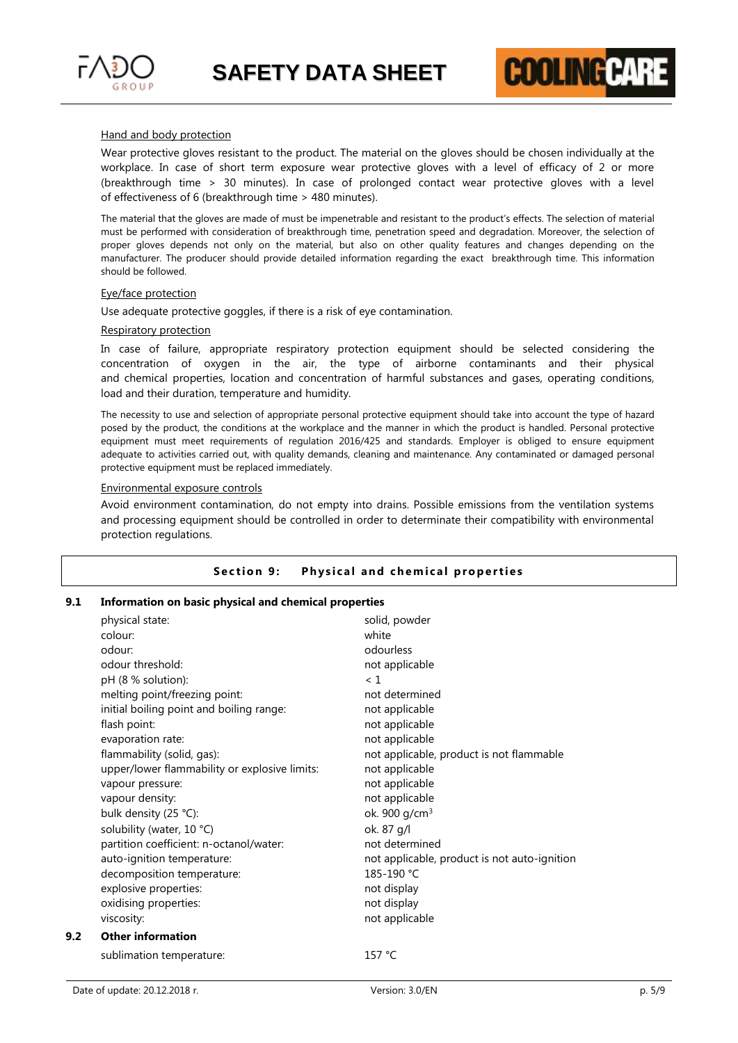Hand and body protection

Wear protective gloves resistant to the product. The material on the gloves should be chosen individually at the workplace. In case of short term exposure wear protective gloves with a level of efficacy of 2 or more (breakthrough time > 30 minutes). In case of prolonged contact wear protective gloves with a level of effectiveness of 6 (breakthrough time > 480 minutes).

The material that the gloves are made of must be impenetrable and resistant to the product's effects. The selection of material must be performed with consideration of breakthrough time, penetration speed and degradation. Moreover, the selection of proper gloves depends not only on the material, but also on other quality features and changes depending on the manufacturer. The producer should provide detailed information regarding the exact breakthrough time. This information should be followed.

Eye/face protection

Use adequate protective goggles, if there is a risk of eye contamination.

Respiratory protection

In case of failure, appropriate respiratory protection equipment should be selected considering the concentration of oxygen in the air, the type of airborne contaminants and their physical and chemical properties, location and concentration of harmful substances and gases, operating conditions, load and their duration, temperature and humidity.

The necessity to use and selection of appropriate personal protective equipment should take into account the type of hazard posed by the product, the conditions at the workplace and the manner in which the product is handled. Personal protective equipment must meet requirements of regulation 2016/425 and standards. Employer is obliged to ensure equipment adequate to activities carried out, with quality demands, cleaning and maintenance. Any contaminated or damaged personal protective equipment must be replaced immediately.

Environmental exposure controls

Avoid environment contamination, do not empty into drains. Possible emissions from the ventilation systems and processing equipment should be controlled in order to determinate their compatibility with environmental protection regulations.

## Section 9: Physical and chemical properties

### 9.1 Information on basic physical and chemical properties

| | |
|---|---|
| physical state: | solid, powder |
| colour: | white |
| odour: | odourless |
| odour threshold: | not applicable |
| pH (8 % solution): | < 1 |
| melting point/freezing point: | not determined |
| initial boiling point and boiling range: | not applicable |
| flash point: | not applicable |
| evaporation rate: | not applicable |
| flammability (solid, gas): | not applicable, product is not flammable |
| upper/lower flammability or explosive limits: | not applicable |
| vapour pressure: | not applicable |
| vapour density: | not applicable |
| bulk density (25 °C): | ok. 900 g/cm$^3$ |
| solubility (water, 10 °C) | ok. 87 g/l |
| partition coefficient: n-octanol/water: | not determined |
| auto-ignition temperature: | not applicable, product is not auto-ignition |
| decomposition temperature: | 185-190 °C |
| explosive properties: | not display |
| oxidising properties: | not display |
| viscosity: | not applicable |

### 9.2 Other information

| | |
|---|---|
| sublimation temperature: | 157 °C |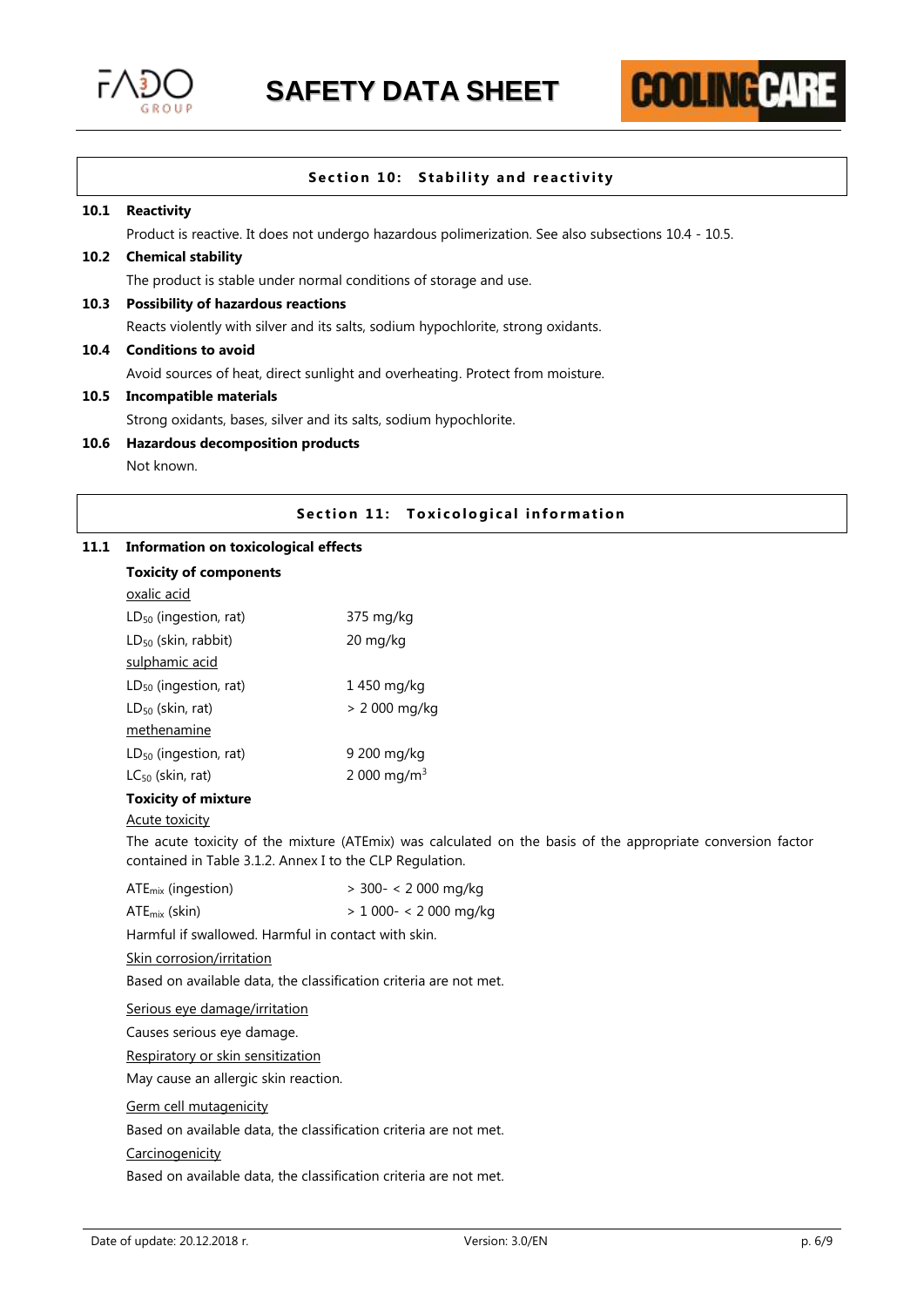## Section 10: Stability and reactivity

### 10.1 Reactivity

Product is reactive. It does not undergo hazardous polimerization. See also subsections 10.4 - 10.5.

### 10.2 Chemical stability

The product is stable under normal conditions of storage and use.

### 10.3 Possibility of hazardous reactions

Reacts violently with silver and its salts, sodium hypochlorite, strong oxidants.

### 10.4 Conditions to avoid

Avoid sources of heat, direct sunlight and overheating. Protect from moisture.

### 10.5 Incompatible materials

Strong oxidants, bases, silver and its salts, sodium hypochlorite.

### 10.6 Hazardous decomposition products

Not known.

## Section 11: Toxicological information

### 11.1 Information on toxicological effects

**Toxicity of components**

oxalic acid

| | |
|---|---|
| $LD_{50}$ (ingestion, rat) | 375 mg/kg |
| $LD_{50}$ (skin, rabbit) | 20 mg/kg |

sulphamic acid

| | |
|---|---|
| $LD_{50}$ (ingestion, rat) | 1 450 mg/kg |
| $LD_{50}$ (skin, rat) | > 2 000 mg/kg |

methenamine

| | |
|---|---|
| $LD_{50}$ (ingestion, rat) | 9 200 mg/kg |
| $LC_{50}$ (skin, rat) | 2 000 mg/m$^3$ |

**Toxicity of mixture**

Acute toxicity

The acute toxicity of the mixture (ATEmix) was calculated on the basis of the appropriate conversion factor contained in Table 3.1.2. Annex I to the CLP Regulation.

| | |
|---|---|
| $ATE_{mix}$ (ingestion) | > 300- < 2 000 mg/kg |
| $ATE_{mix}$ (skin) | > 1 000- < 2 000 mg/kg |

Harmful if swallowed. Harmful in contact with skin.

Skin corrosion/irritation

Based on available data, the classification criteria are not met.

Serious eye damage/irritation

Causes serious eye damage.

Respiratory or skin sensitization

May cause an allergic skin reaction.

Germ cell mutagenicity

Based on available data, the classification criteria are not met.

Carcinogenicity

Based on available data, the classification criteria are not met.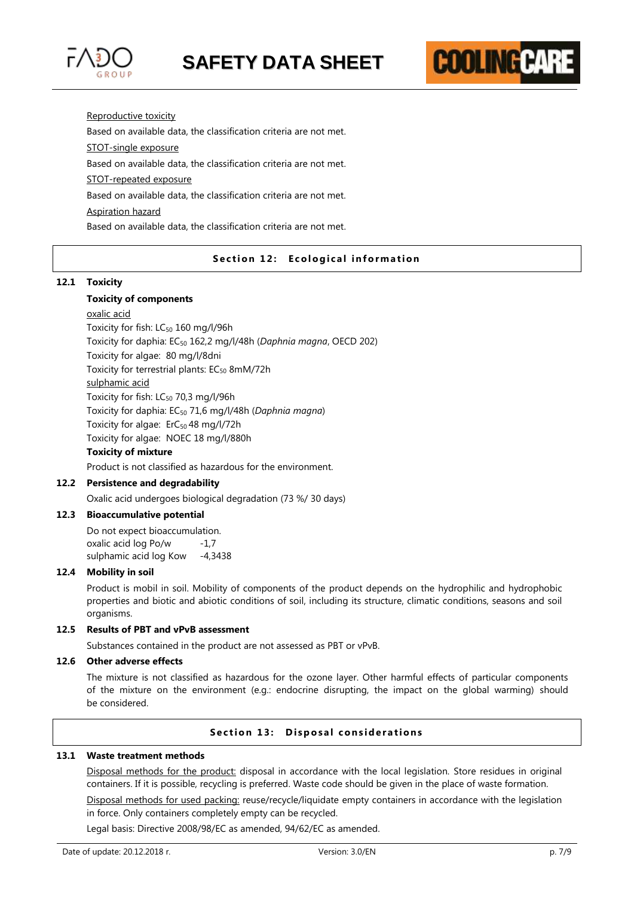Reproductive toxicity

Based on available data, the classification criteria are not met.

STOT-single exposure

Based on available data, the classification criteria are not met.

STOT-repeated exposure

Based on available data, the classification criteria are not met.

Aspiration hazard

Based on available data, the classification criteria are not met.

## Section 12: Ecological information

### 12.1 Toxicity

**Toxicity of components**

oxalic acid

Toxicity for fish: $LC_{50}$ 160 mg/l/96h

Toxicity for daphia: $EC_{50}$ 162,2 mg/l/48h (*Daphnia magna*, OECD 202)

Toxicity for algae: 80 mg/l/8dni

Toxicity for terrestrial plants: $EC_{50}$ 8mM/72h

sulphamic acid

Toxicity for fish: $LC_{50}$ 70,3 mg/l/96h

Toxicity for daphia: $EC_{50}$ 71,6 mg/l/48h (*Daphnia magna*)

Toxicity for algae: $ErC_{50}$ 48 mg/l/72h

Toxicity for algae: NOEC 18 mg/l/880h

**Toxicity of mixture**

Product is not classified as hazardous for the environment.

### 12.2 Persistence and degradability

Oxalic acid undergoes biological degradation (73 %/ 30 days)

### 12.3 Bioaccumulative potential

Do not expect bioaccumulation.

oxalic acid log Po/w -1,7

sulphamic acid log Kow -4,3438

### 12.4 Mobility in soil

Product is mobil in soil. Mobility of components of the product depends on the hydrophilic and hydrophobic properties and biotic and abiotic conditions of soil, including its structure, climatic conditions, seasons and soil organisms.

### 12.5 Results of PBT and vPvB assessment

Substances contained in the product are not assessed as PBT or vPvB.

### 12.6 Other adverse effects

The mixture is not classified as hazardous for the ozone layer. Other harmful effects of particular components of the mixture on the environment (e.g.: endocrine disrupting, the impact on the global warming) should be considered.

## Section 13: Disposal considerations

### 13.1 Waste treatment methods

Disposal methods for the product: disposal in accordance with the local legislation. Store residues in original containers. If it is possible, recycling is preferred. Waste code should be given in the place of waste formation.

Disposal methods for used packing: reuse/recycle/liquidate empty containers in accordance with the legislation in force. Only containers completely empty can be recycled.

Legal basis: Directive 2008/98/EC as amended, 94/62/EC as amended.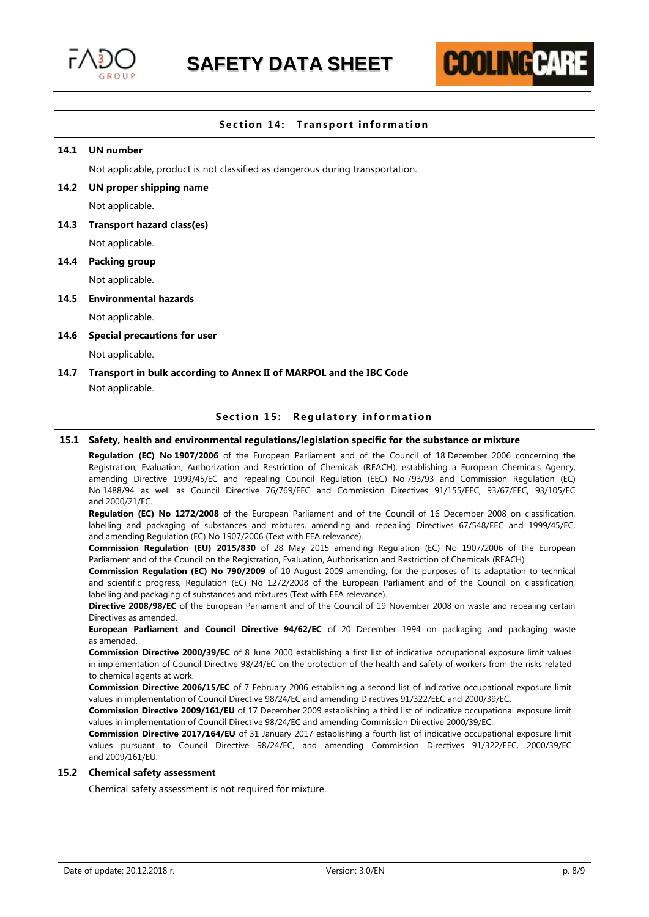## Section 14: Transport information

### 14.1 UN number

Not applicable, product is not classified as dangerous during transportation.

### 14.2 UN proper shipping name

Not applicable.

### 14.3 Transport hazard class(es)

Not applicable.

### 14.4 Packing group

Not applicable.

### 14.5 Environmental hazards

Not applicable.

### 14.6 Special precautions for user

Not applicable.

### 14.7 Transport in bulk according to Annex II of MARPOL and the IBC Code

Not applicable.

## Section 15: Regulatory information

### 15.1 Safety, health and environmental regulations/legislation specific for the substance or mixture

**Regulation (EC) No 1907/2006** of the European Parliament and of the Council of 18 December 2006 concerning the Registration, Evaluation, Authorization and Restriction of Chemicals (REACH), establishing a European Chemicals Agency, amending Directive 1999/45/EC and repealing Council Regulation (EEC) No 793/93 and Commission Regulation (EC) No 1488/94 as well as Council Directive 76/769/EEC and Commission Directives 91/155/EEC, 93/67/EEC, 93/105/EC and 2000/21/EC.

**Regulation (EC) No 1272/2008** of the European Parliament and of the Council of 16 December 2008 on classification, labelling and packaging of substances and mixtures, amending and repealing Directives 67/548/EEC and 1999/45/EC, and amending Regulation (EC) No 1907/2006 (Text with EEA relevance).

**Commission Regulation (EU) 2015/830** of 28 May 2015 amending Regulation (EC) No 1907/2006 of the European Parliament and of the Council on the Registration, Evaluation, Authorisation and Restriction of Chemicals (REACH)

**Commission Regulation (EC) No 790/2009** of 10 August 2009 amending, for the purposes of its adaptation to technical and scientific progress, Regulation (EC) No 1272/2008 of the European Parliament and of the Council on classification, labelling and packaging of substances and mixtures (Text with EEA relevance).

**Directive 2008/98/EC** of the European Parliament and of the Council of 19 November 2008 on waste and repealing certain Directives as amended.

**European Parliament and Council Directive 94/62/EC** of 20 December 1994 on packaging and packaging waste as amended.

**Commission Directive 2000/39/EC** of 8 June 2000 establishing a first list of indicative occupational exposure limit values in implementation of Council Directive 98/24/EC on the protection of the health and safety of workers from the risks related to chemical agents at work.

**Commission Directive 2006/15/EC** of 7 February 2006 establishing a second list of indicative occupational exposure limit values in implementation of Council Directive 98/24/EC and amending Directives 91/322/EEC and 2000/39/EC.

**Commission Directive 2009/161/EU** of 17 December 2009 establishing a third list of indicative occupational exposure limit values in implementation of Council Directive 98/24/EC and amending Commission Directive 2000/39/EC.

**Commission Directive 2017/164/EU** of 31 January 2017 establishing a fourth list of indicative occupational exposure limit values pursuant to Council Directive 98/24/EC, and amending Commission Directives 91/322/EEC, 2000/39/EC and 2009/161/EU.

### 15.2 Chemical safety assessment

Chemical safety assessment is not required for mixture.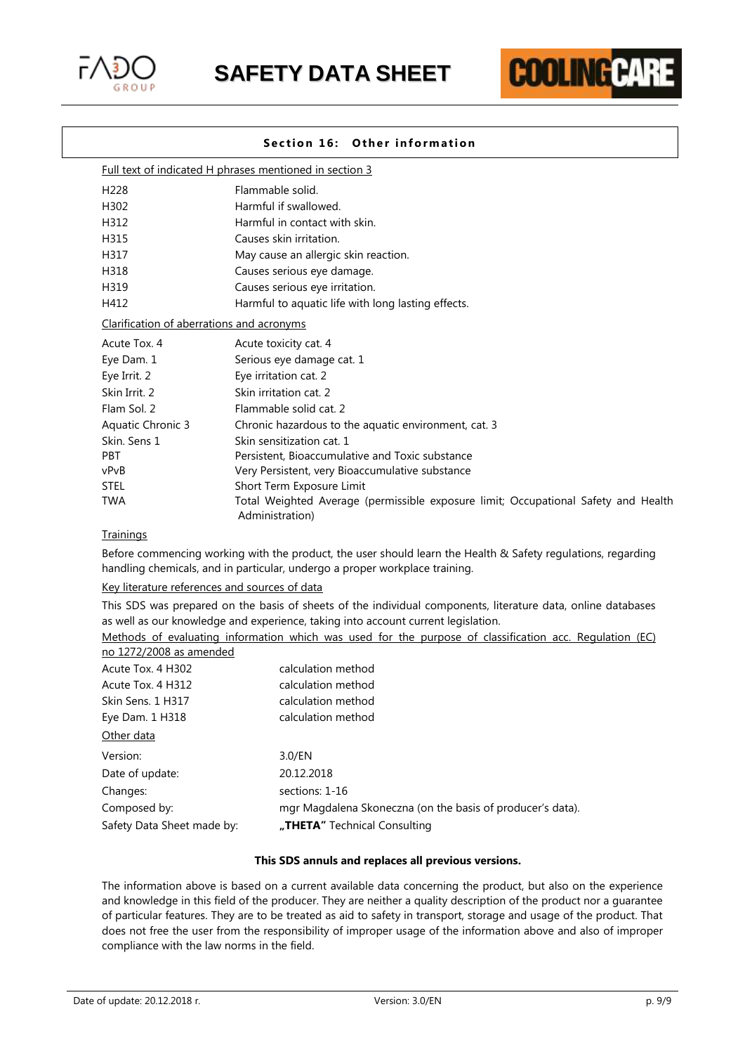## Section 16: Other information

Full text of indicated H phrases mentioned in section 3

| | |
|---|---|
| H228 | Flammable solid. |
| H302 | Harmful if swallowed. |
| H312 | Harmful in contact with skin. |
| H315 | Causes skin irritation. |
| H317 | May cause an allergic skin reaction. |
| H318 | Causes serious eye damage. |
| H319 | Causes serious eye irritation. |
| H412 | Harmful to aquatic life with long lasting effects. |

Clarification of aberrations and acronyms

| | |
|---|---|
| Acute Tox. 4 | Acute toxicity cat. 4 |
| Eye Dam. 1 | Serious eye damage cat. 1 |
| Eye Irrit. 2 | Eye irritation cat. 2 |
| Skin Irrit. 2 | Skin irritation cat. 2 |
| Flam Sol. 2 | Flammable solid cat. 2 |
| Aquatic Chronic 3 | Chronic hazardous to the aquatic environment, cat. 3 |
| Skin. Sens 1 | Skin sensitization cat. 1 |
| PBT | Persistent, Bioaccumulative and Toxic substance |
| vPvB | Very Persistent, very Bioaccumulative substance |
| STEL | Short Term Exposure Limit |
| TWA | Total Weighted Average (permissible exposure limit; Occupational Safety and Health Administration) |

Trainings

Before commencing working with the product, the user should learn the Health & Safety regulations, regarding handling chemicals, and in particular, undergo a proper workplace training.

Key literature references and sources of data

This SDS was prepared on the basis of sheets of the individual components, literature data, online databases as well as our knowledge and experience, taking into account current legislation.

Methods of evaluating information which was used for the purpose of classification acc. Regulation (EC) no 1272/2008 as amended

| | |
|---|---|
| Acute Tox. 4 H302 | calculation method |
| Acute Tox. 4 H312 | calculation method |
| Skin Sens. 1 H317 | calculation method |
| Eye Dam. 1 H318 | calculation method |

Other data

| | |
|---|---|
| Version: | 3.0/EN |
| Date of update: | 20.12.2018 |
| Changes: | sections: 1-16 |
| Composed by: | mgr Magdalena Skoneczna (on the basis of producer's data). |
| Safety Data Sheet made by: | **„THETA"** Technical Consulting |

**This SDS annuls and replaces all previous versions.**

The information above is based on a current available data concerning the product, but also on the experience and knowledge in this field of the producer. They are neither a quality description of the product nor a guarantee of particular features. They are to be treated as aid to safety in transport, storage and usage of the product. That does not free the user from the responsibility of improper usage of the information above and also of improper compliance with the law norms in the field.